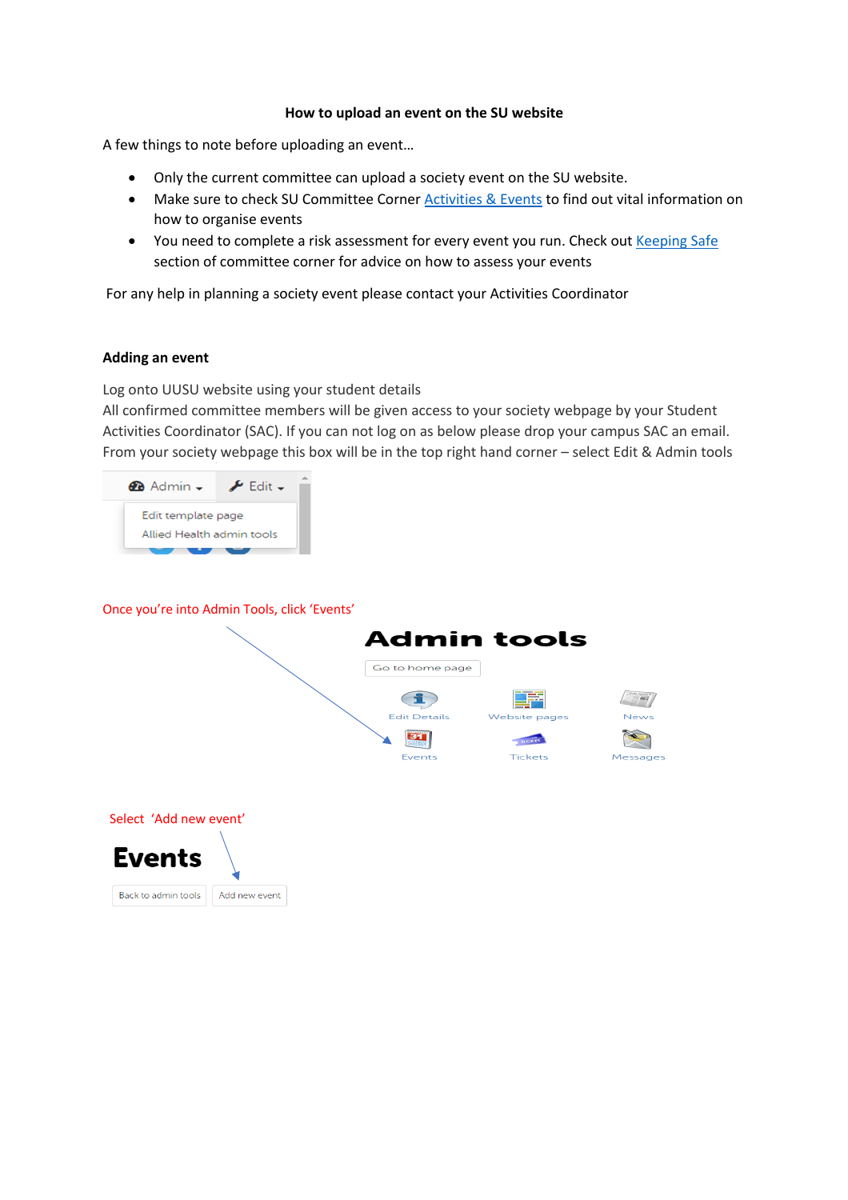**How to upload an event on the SU website**

A few things to note before uploading an event…

- Only the current committee can upload a society event on the SU website.
- Make sure to check SU Committee Corner Activities & Events to find out vital information on how to organise events
- You need to complete a risk assessment for every event you run. Check out Keeping Safe section of committee corner for advice on how to assess your events

For any help in planning a society event please contact your Activities Coordinator

**Adding an event**

Log onto UUSU website using your student details
All confirmed committee members will be given access to your society webpage by your Student Activities Coordinator (SAC). If you can not log on as below please drop your campus SAC an email.
From your society webpage this box will be in the top right hand corner – select Edit & Admin tools

Admin ▾ Edit ▾
Edit template page
Allied Health admin tools

Once you're into Admin Tools, click 'Events'

**Admin tools**

Go to home page

Edit Details | Website pages | News
Events | Tickets | Messages

Select 'Add new event'

**Events**

Back to admin tools | Add new event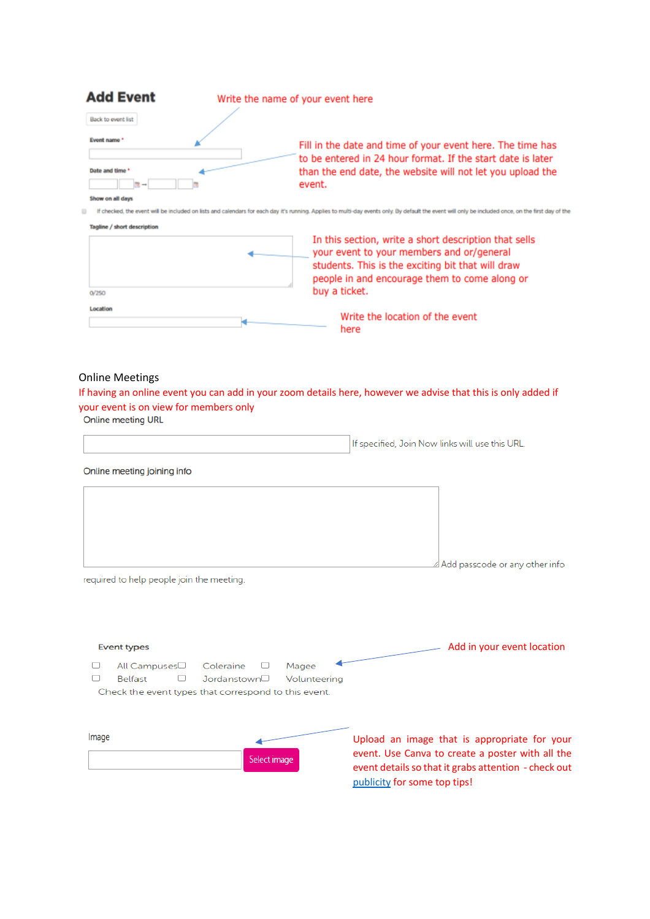## Add Event

Back to event list

Write the name of your event here

**Event name** *

Fill in the date and time of your event here. The time has to be entered in 24 hour format. If the start date is later than the end date, the website will not let you upload the event.

**Date and time** *

**Show on all days**

If checked, the event will be included on lists and calendars for each day it's running. Applies to multi-day events only. By default the event will only be included once, on the first day of the

**Tagline / short description**

In this section, write a short description that sells your event to your members and or/general students. This is the exciting bit that will draw people in and encourage them to come along or buy a ticket.

0/250

**Location**

Write the location of the event here

Online Meetings

If having an online event you can add in your zoom details here, however we advise that this is only added if your event is on view for members only

Online meeting URL

If specified, Join Now links will use this URL.

Online meeting joining info

Add passcode or any other info required to help people join the meeting.

Event types

Add in your event location

All Campuses Coleraine Magee

Belfast Jordanstown Volunteering

Check the event types that correspond to this event.

Image

Select image

Upload an image that is appropriate for your event. Use Canva to create a poster with all the event details so that it grabs attention - check out publicity for some top tips!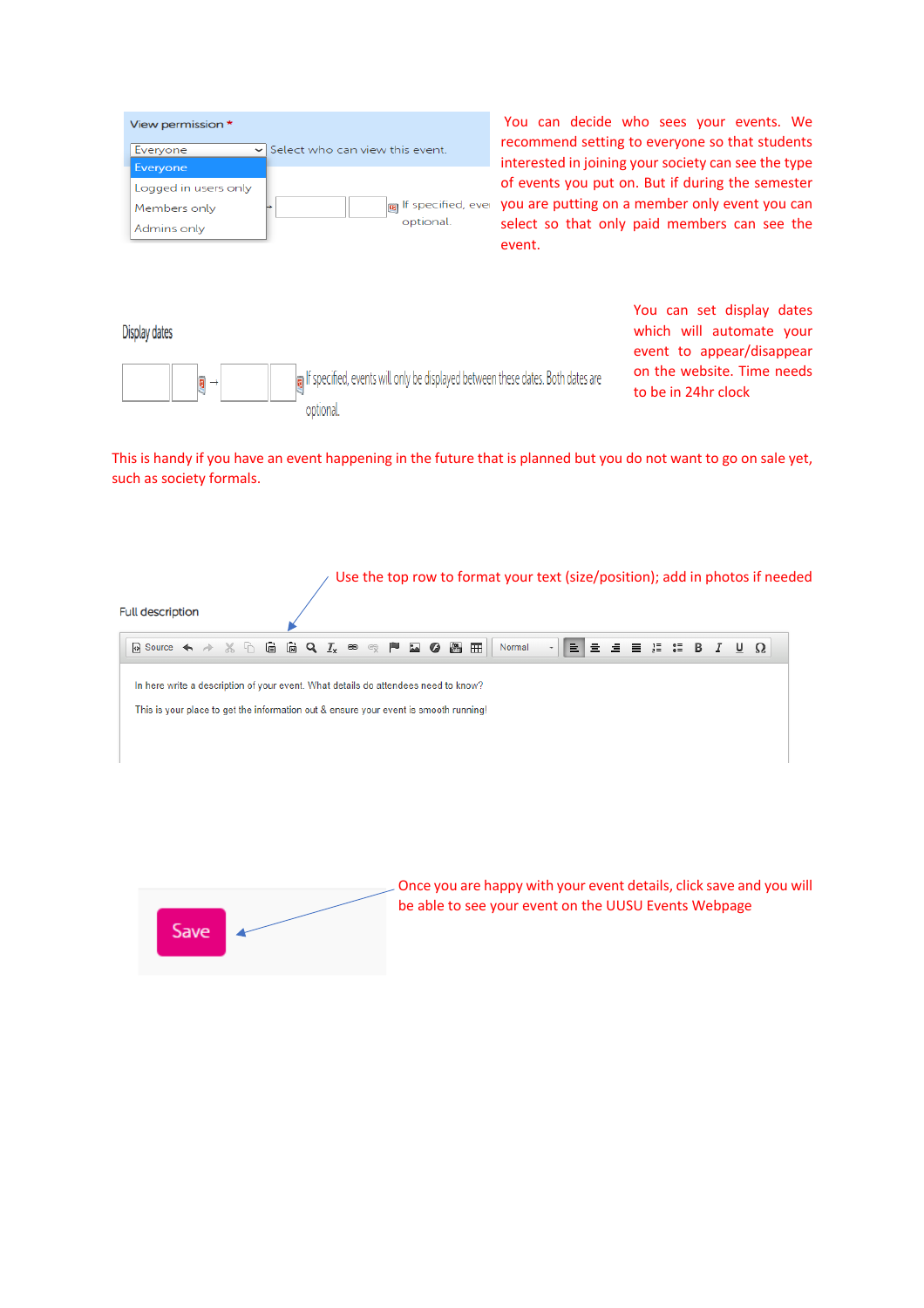View permission *

Everyone

Select who can view this event.

- Everyone
- Logged in users only
- Members only
- Admins only

If specified, eve optional.

You can decide who sees your events. We recommend setting to everyone so that students interested in joining your society can see the type of events you put on. But if during the semester you are putting on a member only event you can select so that only paid members can see the event.

Display dates

If specified, events will only be displayed between these dates. Both dates are optional.

You can set display dates which will automate your event to appear/disappear on the website. Time needs to be in 24hr clock

This is handy if you have an event happening in the future that is planned but you do not want to go on sale yet, such as society formals.

Use the top row to format your text (size/position); add in photos if needed

Full description

Source Normal B I U Ω

In here write a description of your event. What details do attendees need to know?

This is your place to get the information out & ensure your event is smooth running!

Save

Once you are happy with your event details, click save and you will be able to see your event on the UUSU Events Webpage